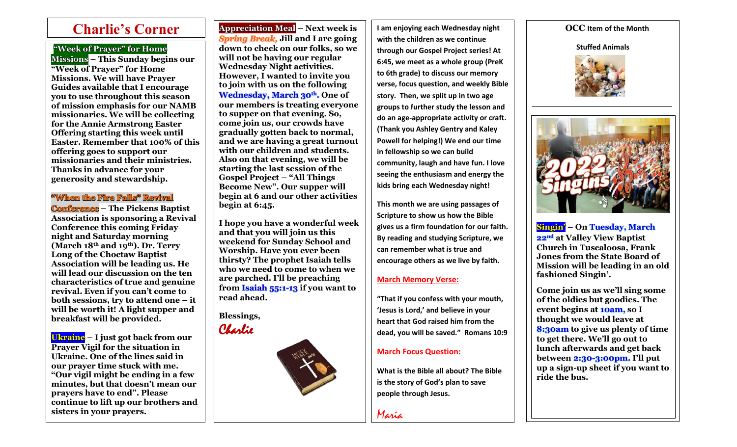# Charlie's Corner

**"Week of Prayer" for Home Missions – This Sunday begins our "Week of Prayer" for Home Missions. We will have Prayer Guides available that I encourage you to use throughout this season of mission emphasis for our NAMB missionaries. We will be collecting for the Annie Armstrong Easter Offering starting this week until Easter. Remember that 100% of this offering goes to support our missionaries and their ministries. Thanks in advance for your generosity and stewardship.**

**"When the Fire Falls" Revival Conference – The Pickens Baptist Association is sponsoring a Revival Conference this coming Friday night and Saturday morning (March 18th and 19th). Dr. Terry Long of the Choctaw Baptist Association will be leading us. He will lead our discussion on the ten characteristics of true and genuine revival. Even if you can't come to both sessions, try to attend one – it will be worth it! A light supper and breakfast will be provided.**

**Ukraine – I just got back from our Prayer Vigil for the situation in Ukraine. One of the lines said in our prayer time stuck with me. "Our vigil might be ending in a few minutes, but that doesn't mean our prayers have to end". Please continue to lift up our brothers and sisters in your prayers.**

**Appreciation Meal – Next week is *Spring Break*, Jill and I are going down to check on our folks, so we will not be having our regular Wednesday Night activities. However, I wanted to invite you to join with us on the following Wednesday, March 30th. One of our members is treating everyone to supper on that evening. So, come join us, our crowds have gradually gotten back to normal, and we are having a great turnout with our children and students. Also on that evening, we will be starting the last session of the Gospel Project – "All Things Become New". Our supper will begin at 6 and our other activities begin at 6:45.**

**I hope you have a wonderful week and that you will join us this weekend for Sunday School and Worship. Have you ever been thirsty? The prophet Isaiah tells who we need to come to when we are parched. I'll be preaching from Isaiah 55:1-13 if you want to read ahead.**

**Blessings,**

*Charlie*

**I am enjoying each Wednesday night with the children as we continue through our Gospel Project series! At 6:45, we meet as a whole group (PreK to 6th grade) to discuss our memory verse, focus question, and weekly Bible story. Then, we split up in two age groups to further study the lesson and do an age-appropriate activity or craft. (Thank you Ashley Gentry and Kaley Powell for helping!) We end our time in fellowship so we can build community, laugh and have fun. I love seeing the enthusiasm and energy the kids bring each Wednesday night!**

**This month we are using passages of Scripture to show us how the Bible gives us a firm foundation for our faith. By reading and studying Scripture, we can remember what is true and encourage others as we live by faith.**

**March Memory Verse:**

**"That if you confess with your mouth, 'Jesus is Lord,' and believe in your heart that God raised him from the dead, you will be saved." Romans 10:9**

**March Focus Question:**

**What is the Bible all about? The Bible is the story of God's plan to save people through Jesus.**

*Maria*

**OCC Item of the Month**

**Stuffed Animals**

---

**Singin' – On Tuesday, March 22nd at Valley View Baptist Church in Tuscaloosa, Frank Jones from the State Board of Mission will be leading in an old fashioned Singin'.**

**Come join us as we'll sing some of the oldies but goodies. The event begins at 10am, so I thought we would leave at 8:30am to give us plenty of time to get there. We'll go out to lunch afterwards and get back between 2:30-3:00pm. I'll put up a sign-up sheet if you want to ride the bus.**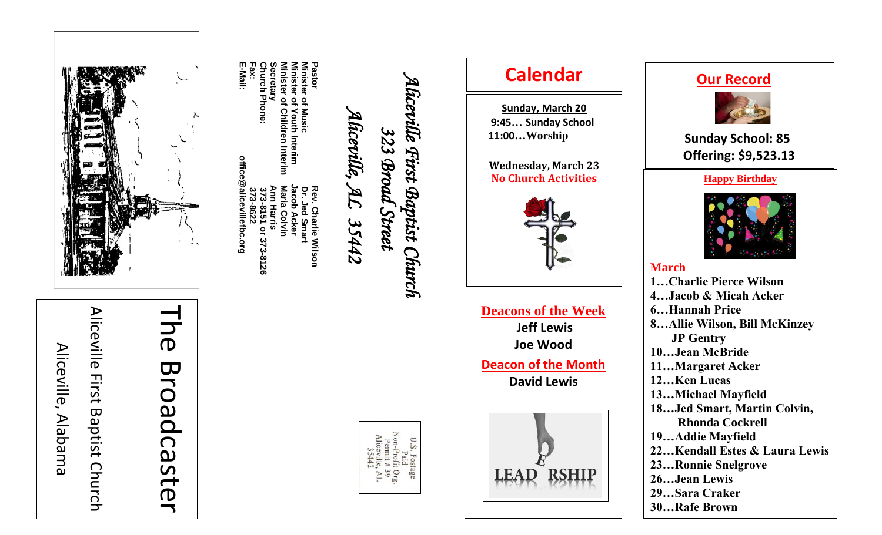# The Broadcaster

Aliceville First Baptist Church

Aliceville, Alabama

*Aliceville First Baptist Church*

*323 Broad Street*

*Aliceville, AL 35442*

| | |
|---|---|
| **Pastor** | **Rev. Charlie Wilson** |
| **Minister of Music** | **Dr. Jed Smart** |
| **Minister of Youth Interim** | **Jacob Acker** |
| **Minister of Children Interim** | **Maria Colvin** |
| **Secretary** | **Ann Harris** |
| **Church Phone:** | **373-8151 or 373-8126** |
| **Fax:** | **373-8622** |
| **E-Mail:** | **office@alicevillefbc.org** |

U.S. Postage Paid
Non-Profit Org.
Permit # 39
Aliceville, AL
35442

## Calendar

**Sunday, March 20**
**9:45… Sunday School**
**11:00…Worship**

**Wednesday, March 23**
**No Church Activities**

## Deacons of the Week

**Jeff Lewis**
**Joe Wood**

## Deacon of the Month

**David Lewis**

LEAD E RSHIP

## Our Record

**Sunday School: 85**
**Offering: $9,523.13**

## Happy Birthday

### March

**1…Charlie Pierce Wilson**
**4…Jacob & Micah Acker**
**6…Hannah Price**
**8…Allie Wilson, Bill McKinzey JP Gentry**
**10…Jean McBride**
**11…Margaret Acker**
**12…Ken Lucas**
**13…Michael Mayfield**
**18…Jed Smart, Martin Colvin, Rhonda Cockrell**
**19…Addie Mayfield**
**22…Kendall Estes & Laura Lewis**
**23…Ronnie Snelgrove**
**26…Jean Lewis**
**29…Sara Craker**
**30…Rafe Brown**